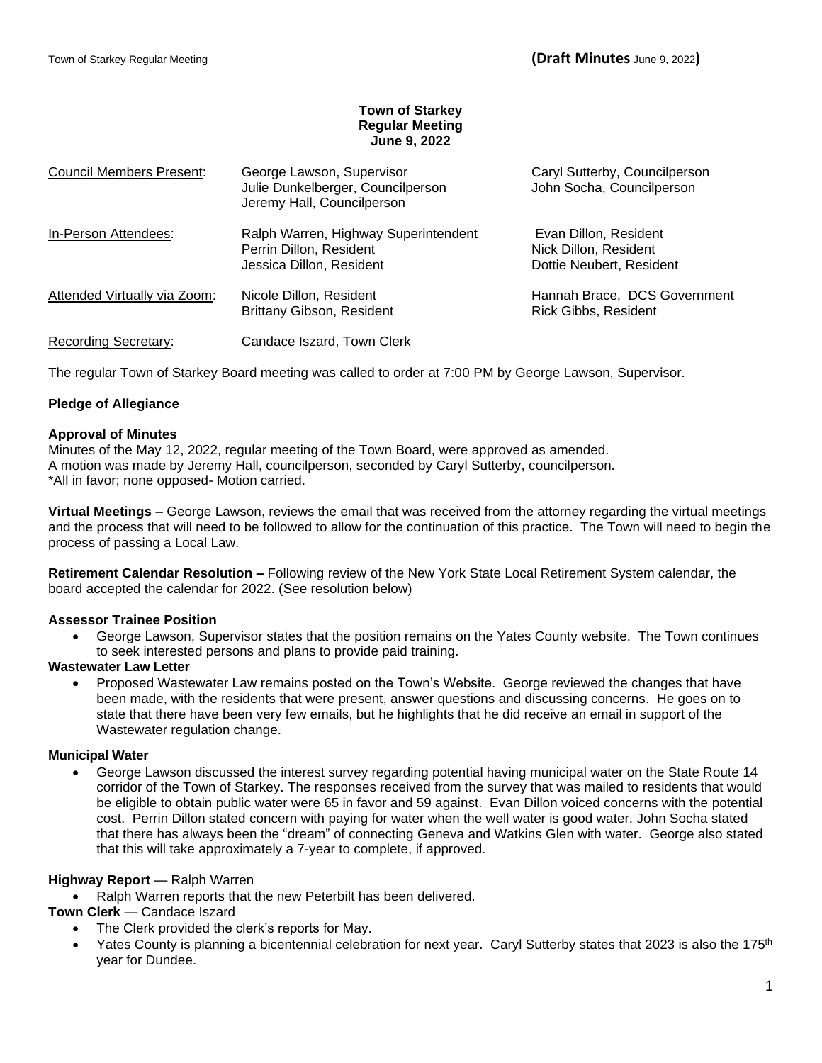**Town of Starkey**
**Regular Meeting**
**June 9, 2022**

| | | |
|---|---|---|
| Council Members Present: | George Lawson, Supervisor<br>Julie Dunkelberger, Councilperson<br>Jeremy Hall, Councilperson | Caryl Sutterby, Councilperson<br>John Socha, Councilperson |
| In-Person Attendees: | Ralph Warren, Highway Superintendent<br>Perrin Dillon, Resident<br>Jessica Dillon, Resident | Evan Dillon, Resident<br>Nick Dillon, Resident<br>Dottie Neubert, Resident |
| Attended Virtually via Zoom: | Nicole Dillon, Resident<br>Brittany Gibson, Resident | Hannah Brace, DCS Government<br>Rick Gibbs, Resident |
| Recording Secretary: | Candace Iszard, Town Clerk | |

The regular Town of Starkey Board meeting was called to order at 7:00 PM by George Lawson, Supervisor.

**Pledge of Allegiance**

**Approval of Minutes**
Minutes of the May 12, 2022, regular meeting of the Town Board, were approved as amended.
A motion was made by Jeremy Hall, councilperson, seconded by Caryl Sutterby, councilperson.
*All in favor; none opposed- Motion carried.

**Virtual Meetings** – George Lawson, reviews the email that was received from the attorney regarding the virtual meetings and the process that will need to be followed to allow for the continuation of this practice. The Town will need to begin the process of passing a Local Law.

**Retirement Calendar Resolution –** Following review of the New York State Local Retirement System calendar, the board accepted the calendar for 2022. (See resolution below)

**Assessor Trainee Position**

- George Lawson, Supervisor states that the position remains on the Yates County website. The Town continues to seek interested persons and plans to provide paid training.

**Wastewater Law Letter**

- Proposed Wastewater Law remains posted on the Town's Website. George reviewed the changes that have been made, with the residents that were present, answer questions and discussing concerns. He goes on to state that there have been very few emails, but he highlights that he did receive an email in support of the Wastewater regulation change.

**Municipal Water**

- George Lawson discussed the interest survey regarding potential having municipal water on the State Route 14 corridor of the Town of Starkey. The responses received from the survey that was mailed to residents that would be eligible to obtain public water were 65 in favor and 59 against. Evan Dillon voiced concerns with the potential cost. Perrin Dillon stated concern with paying for water when the well water is good water. John Socha stated that there has always been the "dream" of connecting Geneva and Watkins Glen with water. George also stated that this will take approximately a 7-year to complete, if approved.

**Highway Report** — Ralph Warren

- Ralph Warren reports that the new Peterbilt has been delivered.

**Town Clerk** — Candace Iszard

- The Clerk provided the clerk's reports for May.
- Yates County is planning a bicentennial celebration for next year. Caryl Sutterby states that 2023 is also the 175th year for Dundee.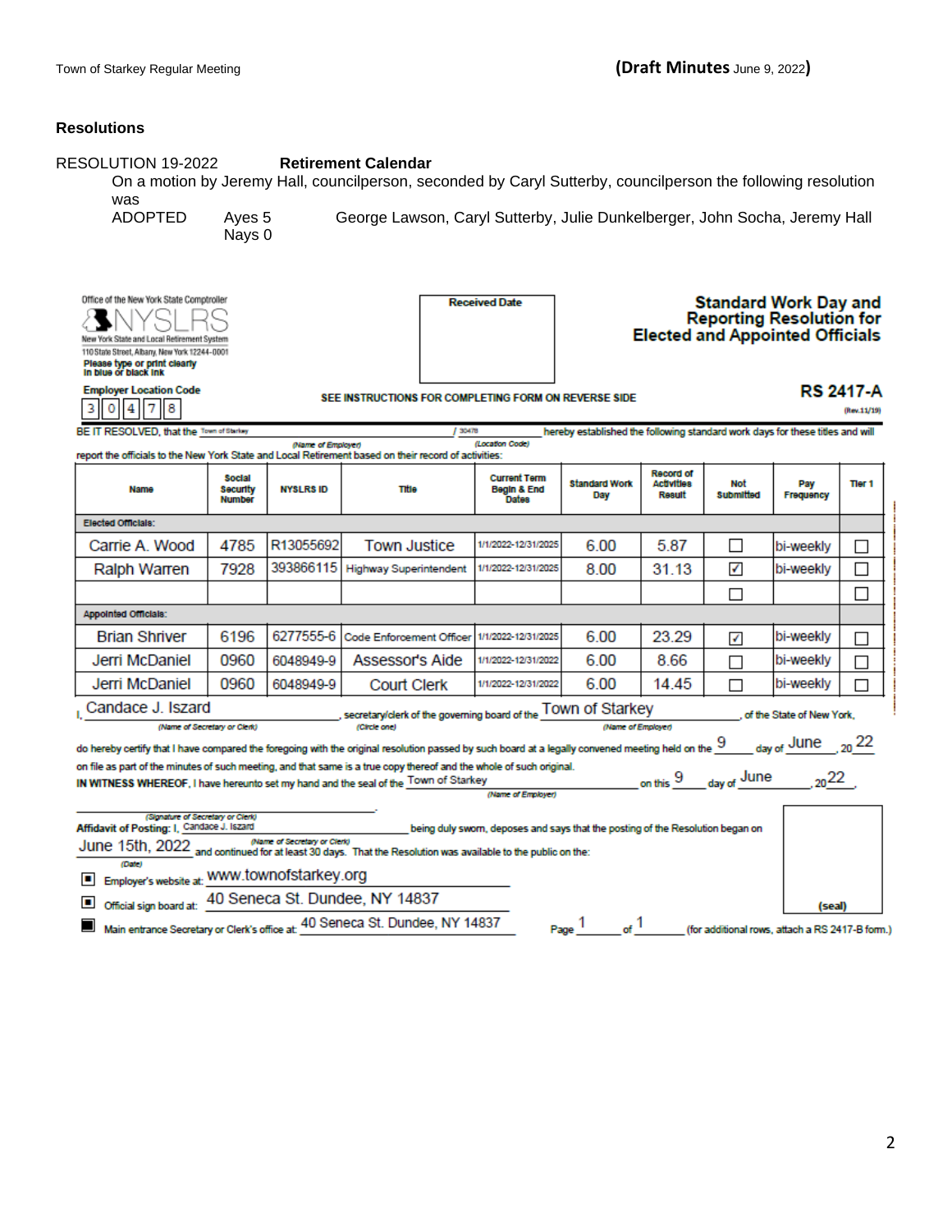## Resolutions

RESOLUTION 19-2022 **Retirement Calendar**

On a motion by Jeremy Hall, councilperson, seconded by Caryl Sutterby, councilperson the following resolution was

ADOPTED Ayes 5 George Lawson, Caryl Sutterby, Julie Dunkelberger, John Socha, Jeremy Hall
Nays 0

Office of the New York State Comptroller
NYSLRS
New York State and Local Retirement System
110 State Street, Albany, New York 12244-0001
Please type or print clearly in blue or black ink

Received Date

**Standard Work Day and Reporting Resolution for Elected and Appointed Officials**

Employer Location Code: 30478

SEE INSTRUCTIONS FOR COMPLETING FORM ON REVERSE SIDE

**RS 2417-A** (Rev.11/19)

BE IT RESOLVED, that the Town of Starkey (Name of Employer) / 30478 (Location Code) hereby established the following standard work days for these titles and will report the officials to the New York State and Local Retirement based on their record of activities:

| Name | Social Security Number | NYSLRS ID | Title | Current Term Begin & End Dates | Standard Work Day | Record of Activities Result | Not Submitted | Pay Frequency | Tier 1 |
|---|---|---|---|---|---|---|---|---|---|
| **Elected Officials:** | | | | | | | | | |
| Carrie A. Wood | 4785 | R13055692 | Town Justice | 1/1/2022-12/31/2025 | 6.00 | 5.87 | ☐ | bi-weekly | ☐ |
| Ralph Warren | 7928 | 393866115 | Highway Superintendent | 1/1/2022-12/31/2025 | 8.00 | 31.13 | ☑ | bi-weekly | ☐ |
| | | | | | | | ☐ | | ☐ |
| **Appointed Officials:** | | | | | | | | | |
| Brian Shriver | 6196 | 6277555-6 | Code Enforcement Officer | 1/1/2022-12/31/2025 | 6.00 | 23.29 | ☑ | bi-weekly | ☐ |
| Jerri McDaniel | 0960 | 6048949-9 | Assessor's Aide | 1/1/2022-12/31/2022 | 6.00 | 8.66 | ☐ | bi-weekly | ☐ |
| Jerri McDaniel | 0960 | 6048949-9 | Court Clerk | 1/1/2022-12/31/2022 | 6.00 | 14.45 | ☐ | bi-weekly | ☐ |

I, Candace J. Iszard (Name of Secretary or Clerk), secretary/clerk (Circle one) of the governing board of the Town of Starkey (Name of Employer), of the State of New York, do hereby certify that I have compared the foregoing with the original resolution passed by such board at a legally convened meeting held on the 9 day of June, 20 22 on file as part of the minutes of such meeting, and that same is a true copy thereof and the whole of such original.

IN WITNESS WHEREOF, I have hereunto set my hand and the seal of the Town of Starkey (Name of Employer) on this 9 day of June, 20 22.

(Signature of Secretary or Clerk)

**Affidavit of Posting:** I, Candace J. Iszard (Name of Secretary or Clerk) being duly sworn, deposes and says that the posting of the Resolution began on June 15th, 2022 (Date) and continued for at least 30 days. That the Resolution was available to the public on the:

- ☑ Employer's website at: www.townofstarkey.org
- ☑ Official sign board at: 40 Seneca St. Dundee, NY 14837
- ☑ Main entrance Secretary or Clerk's office at: 40 Seneca St. Dundee, NY 14837

(seal)

Page 1 of 1 (for additional rows, attach a RS 2417-B form.)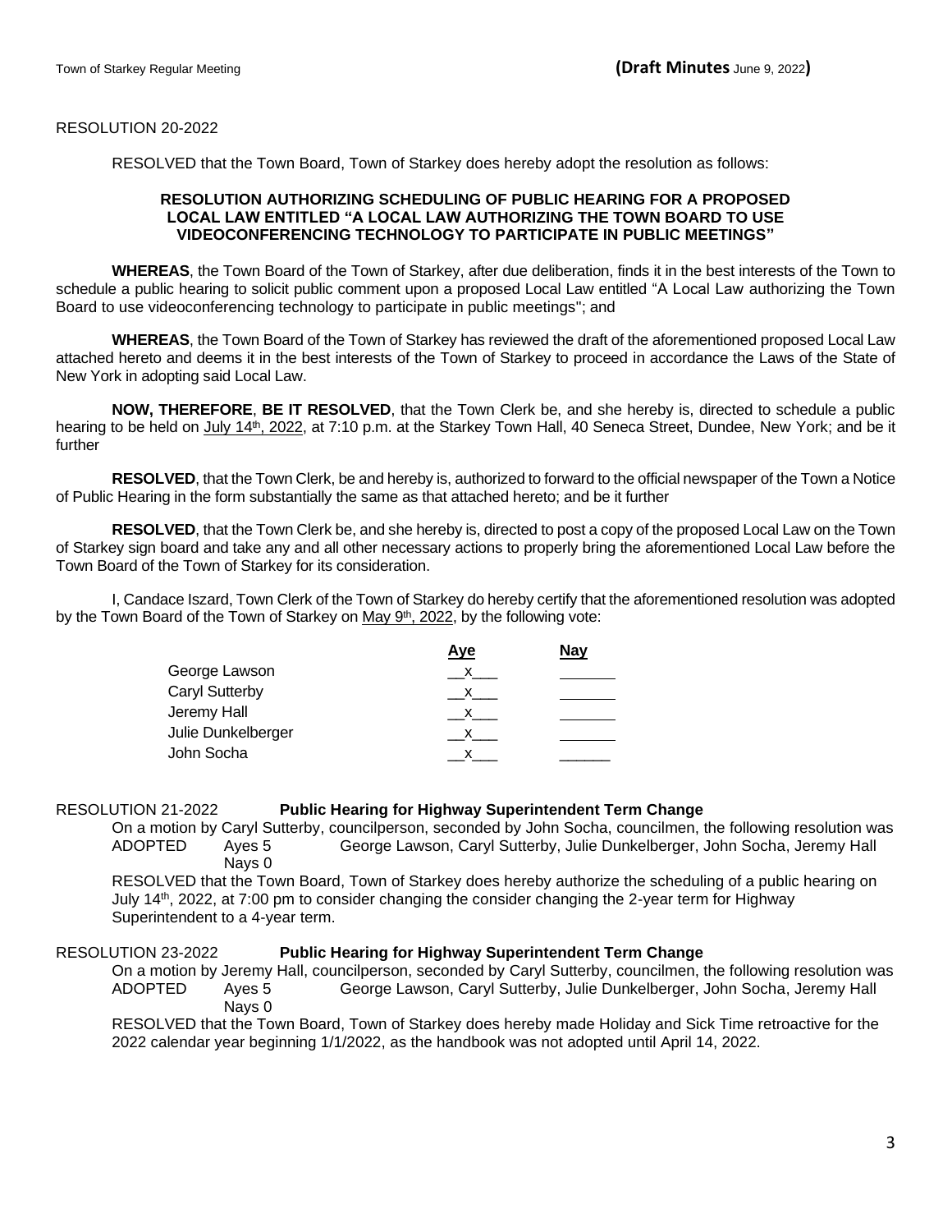RESOLUTION 20-2022

RESOLVED that the Town Board, Town of Starkey does hereby adopt the resolution as follows:

**RESOLUTION AUTHORIZING SCHEDULING OF PUBLIC HEARING FOR A PROPOSED LOCAL LAW ENTITLED "A LOCAL LAW AUTHORIZING THE TOWN BOARD TO USE VIDEOCONFERENCING TECHNOLOGY TO PARTICIPATE IN PUBLIC MEETINGS"**

**WHEREAS**, the Town Board of the Town of Starkey, after due deliberation, finds it in the best interests of the Town to schedule a public hearing to solicit public comment upon a proposed Local Law entitled "A Local Law authorizing the Town Board to use videoconferencing technology to participate in public meetings"; and

**WHEREAS**, the Town Board of the Town of Starkey has reviewed the draft of the aforementioned proposed Local Law attached hereto and deems it in the best interests of the Town of Starkey to proceed in accordance the Laws of the State of New York in adopting said Local Law.

**NOW, THEREFORE**, **BE IT RESOLVED**, that the Town Clerk be, and she hereby is, directed to schedule a public hearing to be held on July 14th, 2022, at 7:10 p.m. at the Starkey Town Hall, 40 Seneca Street, Dundee, New York; and be it further

**RESOLVED**, that the Town Clerk, be and hereby is, authorized to forward to the official newspaper of the Town a Notice of Public Hearing in the form substantially the same as that attached hereto; and be it further

**RESOLVED**, that the Town Clerk be, and she hereby is, directed to post a copy of the proposed Local Law on the Town of Starkey sign board and take any and all other necessary actions to properly bring the aforementioned Local Law before the Town Board of the Town of Starkey for its consideration.

I, Candace Iszard, Town Clerk of the Town of Starkey do hereby certify that the aforementioned resolution was adopted by the Town Board of the Town of Starkey on May 9th, 2022, by the following vote:

| | Aye | Nay |
|---|---|---|
| George Lawson | x | |
| Caryl Sutterby | x | |
| Jeremy Hall | x | |
| Julie Dunkelberger | x | |
| John Socha | x | |

RESOLUTION 21-2022 **Public Hearing for Highway Superintendent Term Change**

On a motion by Caryl Sutterby, councilperson, seconded by John Socha, councilmen, the following resolution was ADOPTED Ayes 5 George Lawson, Caryl Sutterby, Julie Dunkelberger, John Socha, Jeremy Hall
Nays 0

RESOLVED that the Town Board, Town of Starkey does hereby authorize the scheduling of a public hearing on July 14th, 2022, at 7:00 pm to consider changing the consider changing the 2-year term for Highway Superintendent to a 4-year term.

RESOLUTION 23-2022 **Public Hearing for Highway Superintendent Term Change**

On a motion by Jeremy Hall, councilperson, seconded by Caryl Sutterby, councilmen, the following resolution was ADOPTED Ayes 5 George Lawson, Caryl Sutterby, Julie Dunkelberger, John Socha, Jeremy Hall
Nays 0

RESOLVED that the Town Board, Town of Starkey does hereby made Holiday and Sick Time retroactive for the 2022 calendar year beginning 1/1/2022, as the handbook was not adopted until April 14, 2022.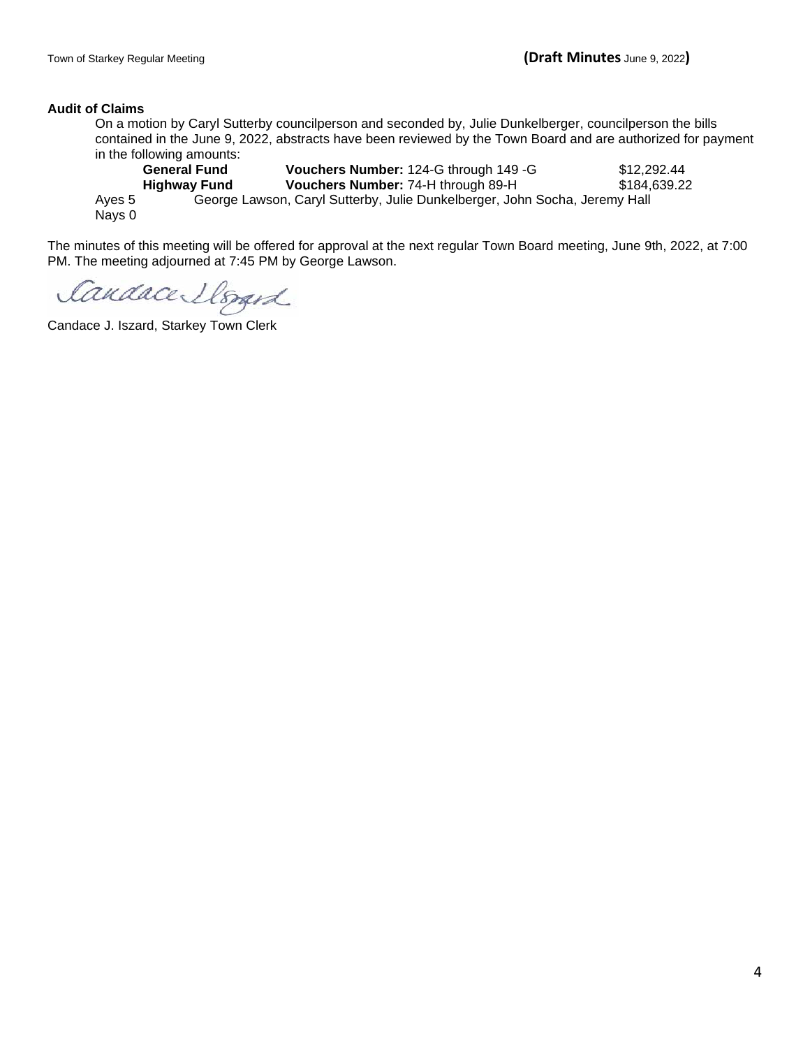**Audit of Claims**

On a motion by Caryl Sutterby councilperson and seconded by, Julie Dunkelberger, councilperson the bills contained in the June 9, 2022, abstracts have been reviewed by the Town Board and are authorized for payment in the following amounts:

| | | |
|---|---|---|
| **General Fund** | **Vouchers Number:** 124-G through 149 -G | $12,292.44 |
| **Highway Fund** | **Vouchers Number:** 74-H through 89-H | $184,639.22 |

Ayes 5 George Lawson, Caryl Sutterby, Julie Dunkelberger, John Socha, Jeremy Hall

Nays 0

The minutes of this meeting will be offered for approval at the next regular Town Board meeting, June 9th, 2022, at 7:00 PM. The meeting adjourned at 7:45 PM by George Lawson.

Candace J. Iszard, Starkey Town Clerk